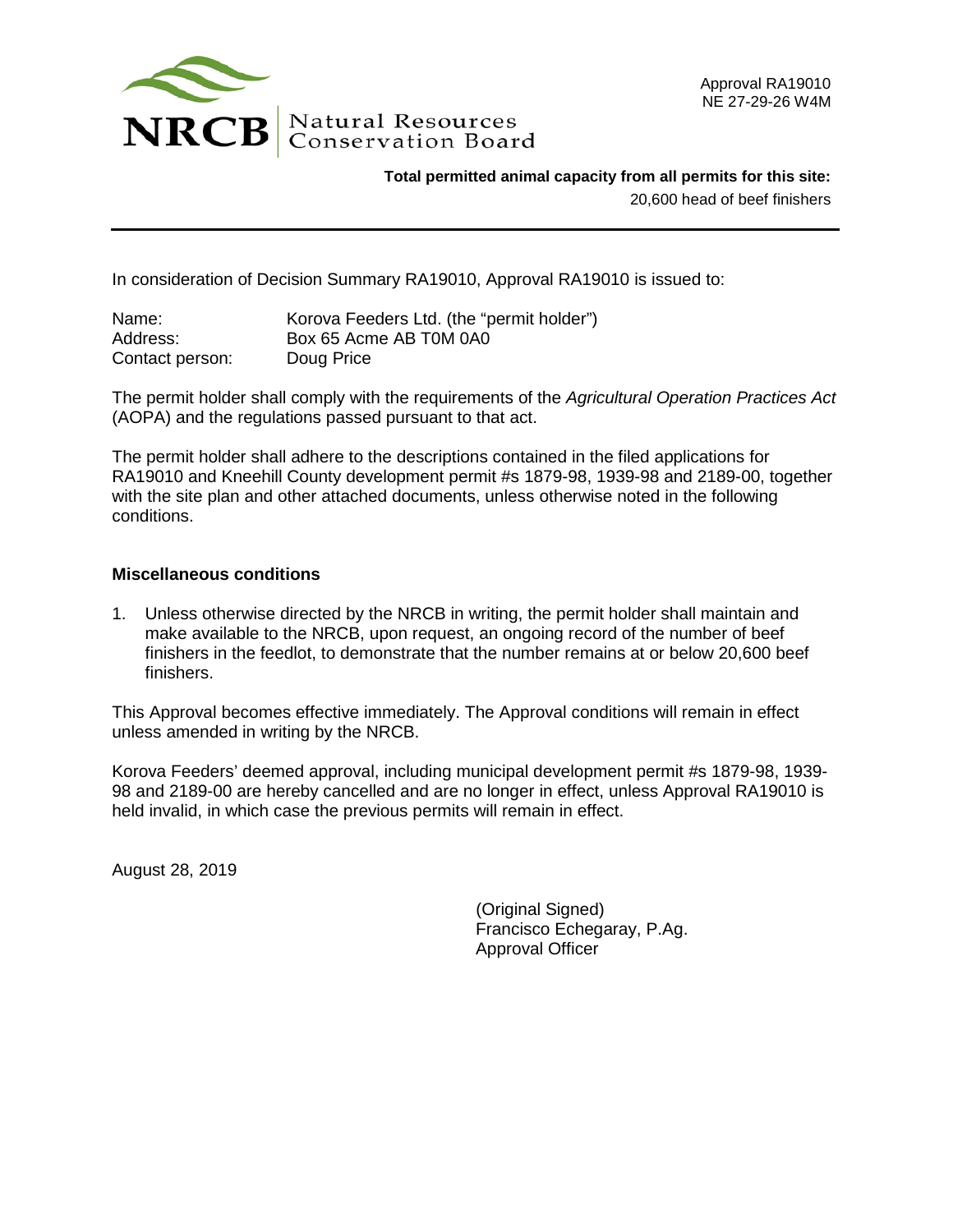NRCB Natural Resources Conservation Board

Approval RA19010
NE 27-29-26 W4M

**Total permitted animal capacity from all permits for this site:**
20,600 head of beef finishers

---

In consideration of Decision Summary RA19010, Approval RA19010 is issued to:

Name: Korova Feeders Ltd. (the “permit holder”)
Address: Box 65 Acme AB T0M 0A0
Contact person: Doug Price

The permit holder shall comply with the requirements of the *Agricultural Operation Practices Act* (AOPA) and the regulations passed pursuant to that act.

The permit holder shall adhere to the descriptions contained in the filed applications for RA19010 and Kneehill County development permit #s 1879-98, 1939-98 and 2189-00, together with the site plan and other attached documents, unless otherwise noted in the following conditions.

**Miscellaneous conditions**

1. Unless otherwise directed by the NRCB in writing, the permit holder shall maintain and make available to the NRCB, upon request, an ongoing record of the number of beef finishers in the feedlot, to demonstrate that the number remains at or below 20,600 beef finishers.

This Approval becomes effective immediately. The Approval conditions will remain in effect unless amended in writing by the NRCB.

Korova Feeders’ deemed approval, including municipal development permit #s 1879-98, 1939-98 and 2189-00 are hereby cancelled and are no longer in effect, unless Approval RA19010 is held invalid, in which case the previous permits will remain in effect.

August 28, 2019

(Original Signed)
Francisco Echegaray, P.Ag.
Approval Officer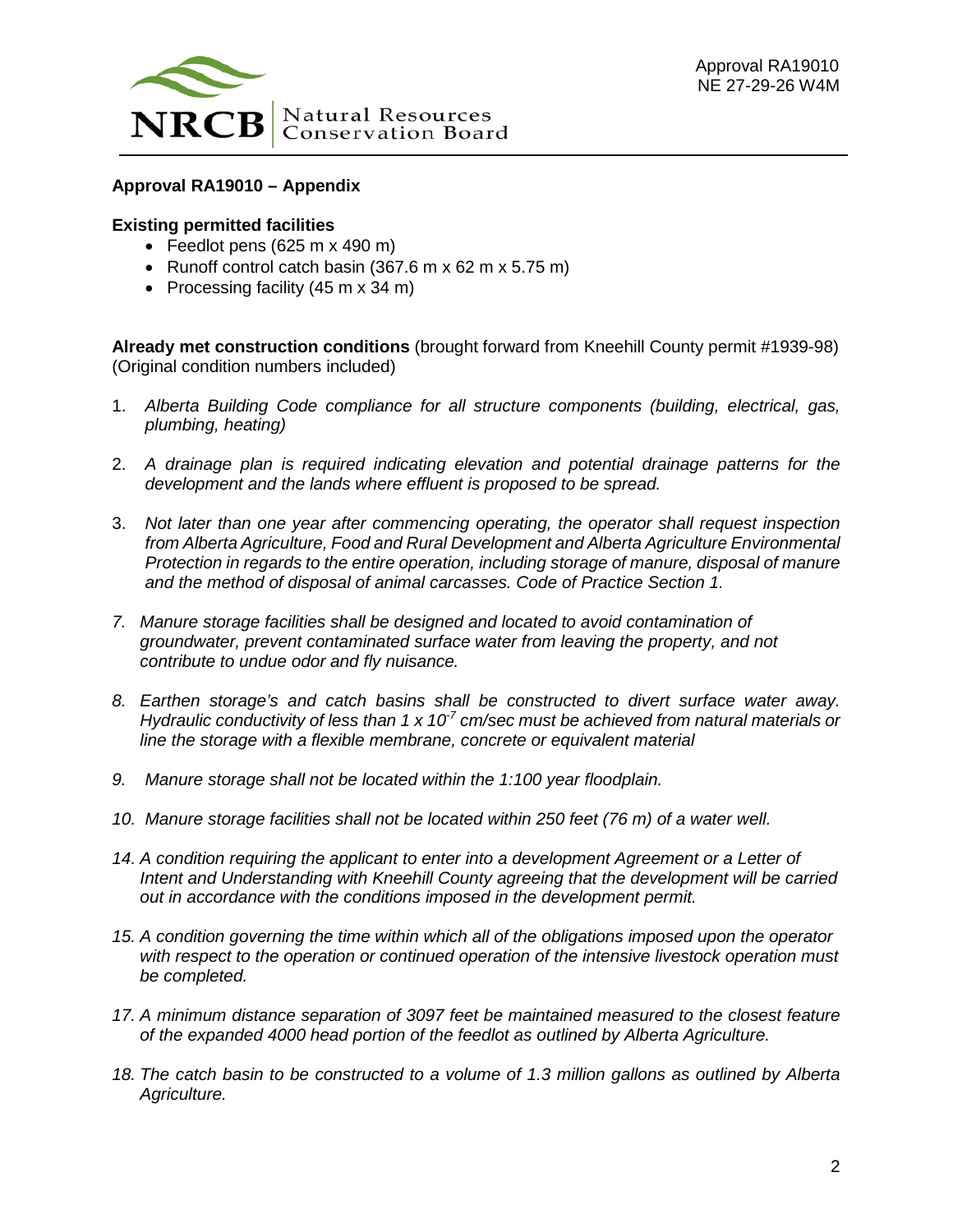**Approval RA19010 – Appendix**

**Existing permitted facilities**

- Feedlot pens (625 m x 490 m)
- Runoff control catch basin (367.6 m x 62 m x 5.75 m)
- Processing facility (45 m x 34 m)

**Already met construction conditions** (brought forward from Kneehill County permit #1939-98) (Original condition numbers included)

1. *Alberta Building Code compliance for all structure components (building, electrical, gas, plumbing, heating)*

2. *A drainage plan is required indicating elevation and potential drainage patterns for the development and the lands where effluent is proposed to be spread.*

3. *Not later than one year after commencing operating, the operator shall request inspection from Alberta Agriculture, Food and Rural Development and Alberta Agriculture Environmental Protection in regards to the entire operation, including storage of manure, disposal of manure and the method of disposal of animal carcasses. Code of Practice Section 1.*

7. *Manure storage facilities shall be designed and located to avoid contamination of groundwater, prevent contaminated surface water from leaving the property, and not contribute to undue odor and fly nuisance.*

8. *Earthen storage's and catch basins shall be constructed to divert surface water away. Hydraulic conductivity of less than $1 \times 10^{-7}$ cm/sec must be achieved from natural materials or line the storage with a flexible membrane, concrete or equivalent material*

9. *Manure storage shall not be located within the 1:100 year floodplain.*

10. *Manure storage facilities shall not be located within 250 feet (76 m) of a water well.*

14. *A condition requiring the applicant to enter into a development Agreement or a Letter of Intent and Understanding with Kneehill County agreeing that the development will be carried out in accordance with the conditions imposed in the development permit.*

15. *A condition governing the time within which all of the obligations imposed upon the operator with respect to the operation or continued operation of the intensive livestock operation must be completed.*

17. *A minimum distance separation of 3097 feet be maintained measured to the closest feature of the expanded 4000 head portion of the feedlot as outlined by Alberta Agriculture.*

18. *The catch basin to be constructed to a volume of 1.3 million gallons as outlined by Alberta Agriculture.*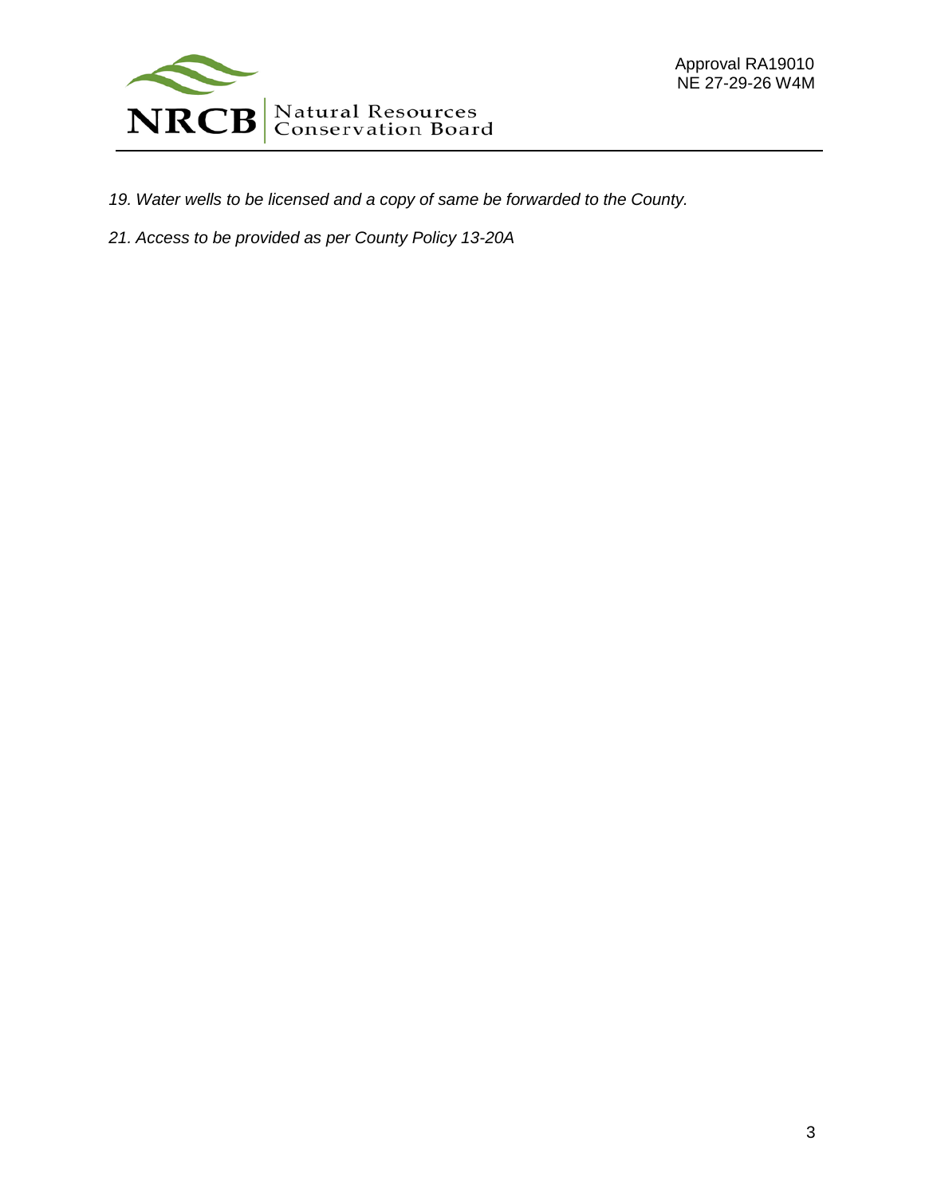*19. Water wells to be licensed and a copy of same be forwarded to the County.*

*21. Access to be provided as per County Policy 13-20A*